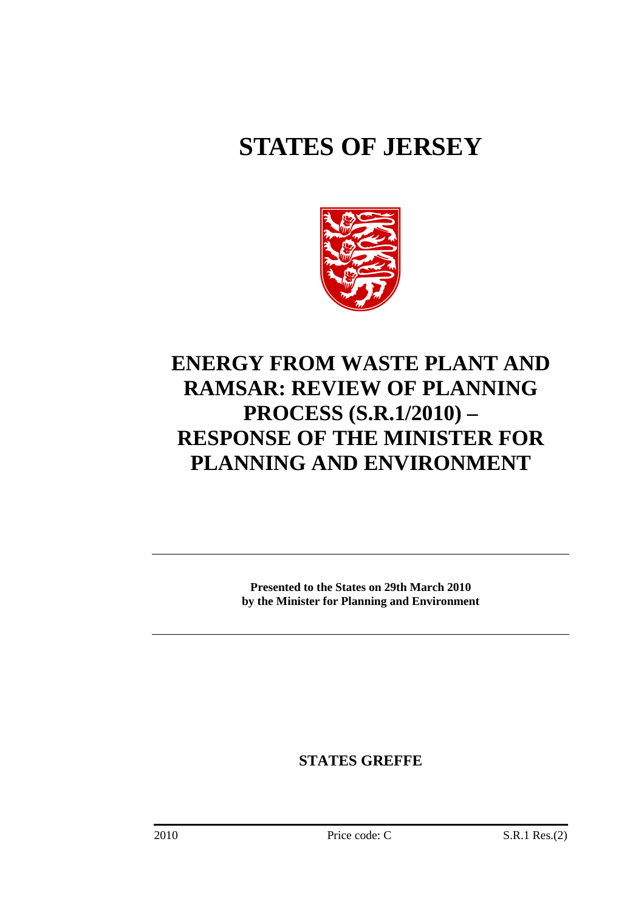# STATES OF JERSEY

# ENERGY FROM WASTE PLANT AND RAMSAR: REVIEW OF PLANNING PROCESS (S.R.1/2010) – RESPONSE OF THE MINISTER FOR PLANNING AND ENVIRONMENT

**Presented to the States on 29th March 2010 by the Minister for Planning and Environment**

**STATES GREFFE**

2010 Price code: C S.R.1 Res.(2)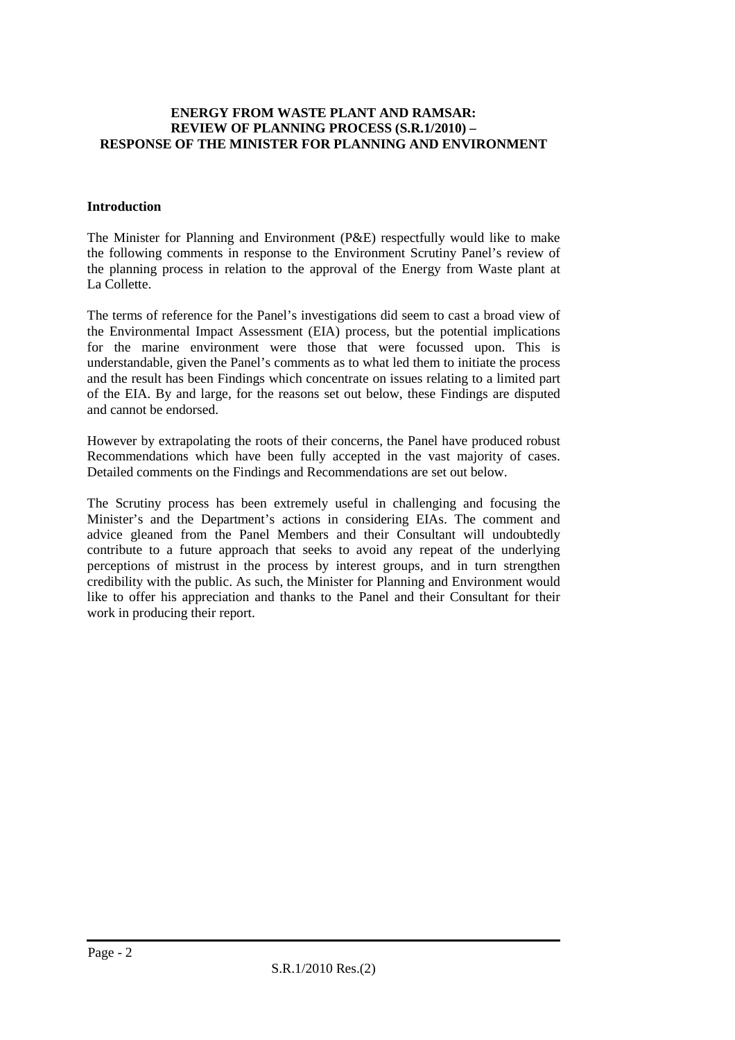**ENERGY FROM WASTE PLANT AND RAMSAR: REVIEW OF PLANNING PROCESS (S.R.1/2010) – RESPONSE OF THE MINISTER FOR PLANNING AND ENVIRONMENT**

## Introduction

The Minister for Planning and Environment (P&E) respectfully would like to make the following comments in response to the Environment Scrutiny Panel's review of the planning process in relation to the approval of the Energy from Waste plant at La Collette.

The terms of reference for the Panel's investigations did seem to cast a broad view of the Environmental Impact Assessment (EIA) process, but the potential implications for the marine environment were those that were focussed upon. This is understandable, given the Panel's comments as to what led them to initiate the process and the result has been Findings which concentrate on issues relating to a limited part of the EIA. By and large, for the reasons set out below, these Findings are disputed and cannot be endorsed.

However by extrapolating the roots of their concerns, the Panel have produced robust Recommendations which have been fully accepted in the vast majority of cases. Detailed comments on the Findings and Recommendations are set out below.

The Scrutiny process has been extremely useful in challenging and focusing the Minister's and the Department's actions in considering EIAs. The comment and advice gleaned from the Panel Members and their Consultant will undoubtedly contribute to a future approach that seeks to avoid any repeat of the underlying perceptions of mistrust in the process by interest groups, and in turn strengthen credibility with the public. As such, the Minister for Planning and Environment would like to offer his appreciation and thanks to the Panel and their Consultant for their work in producing their report.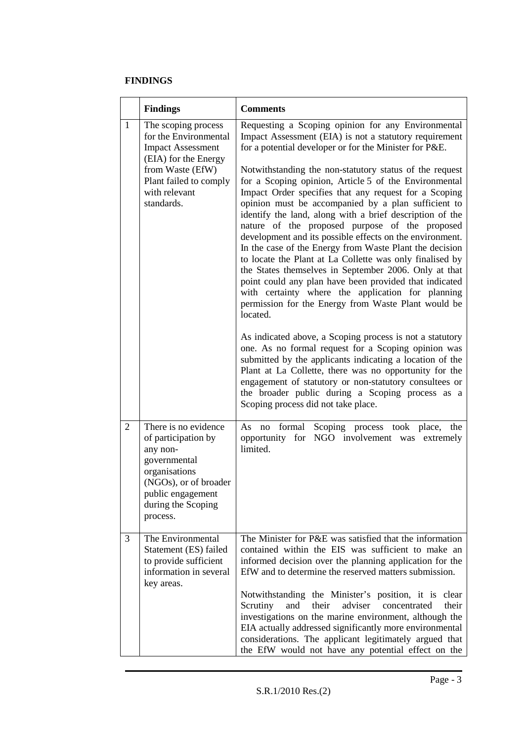**FINDINGS**

| | Findings | Comments |
|---|---|---|
| 1 | The scoping process for the Environmental Impact Assessment (EIA) for the Energy from Waste (EfW) Plant failed to comply with relevant standards. | Requesting a Scoping opinion for any Environmental Impact Assessment (EIA) is not a statutory requirement for a potential developer or for the Minister for P&E.<br><br>Notwithstanding the non-statutory status of the request for a Scoping opinion, Article 5 of the Environmental Impact Order specifies that any request for a Scoping opinion must be accompanied by a plan sufficient to identify the land, along with a brief description of the nature of the proposed purpose of the proposed development and its possible effects on the environment. In the case of the Energy from Waste Plant the decision to locate the Plant at La Collette was only finalised by the States themselves in September 2006. Only at that point could any plan have been provided that indicated with certainty where the application for planning permission for the Energy from Waste Plant would be located.<br><br>As indicated above, a Scoping process is not a statutory one. As no formal request for a Scoping opinion was submitted by the applicants indicating a location of the Plant at La Collette, there was no opportunity for the engagement of statutory or non-statutory consultees or the broader public during a Scoping process as a Scoping process did not take place. |
| 2 | There is no evidence of participation by any non-governmental organisations (NGOs), or of broader public engagement during the Scoping process. | As no formal Scoping process took place, the opportunity for NGO involvement was extremely limited. |
| 3 | The Environmental Statement (ES) failed to provide sufficient information in several key areas. | The Minister for P&E was satisfied that the information contained within the EIS was sufficient to make an informed decision over the planning application for the EfW and to determine the reserved matters submission.<br><br>Notwithstanding the Minister's position, it is clear Scrutiny and their adviser concentrated their investigations on the marine environment, although the EIA actually addressed significantly more environmental considerations. The applicant legitimately argued that the EfW would not have any potential effect on the |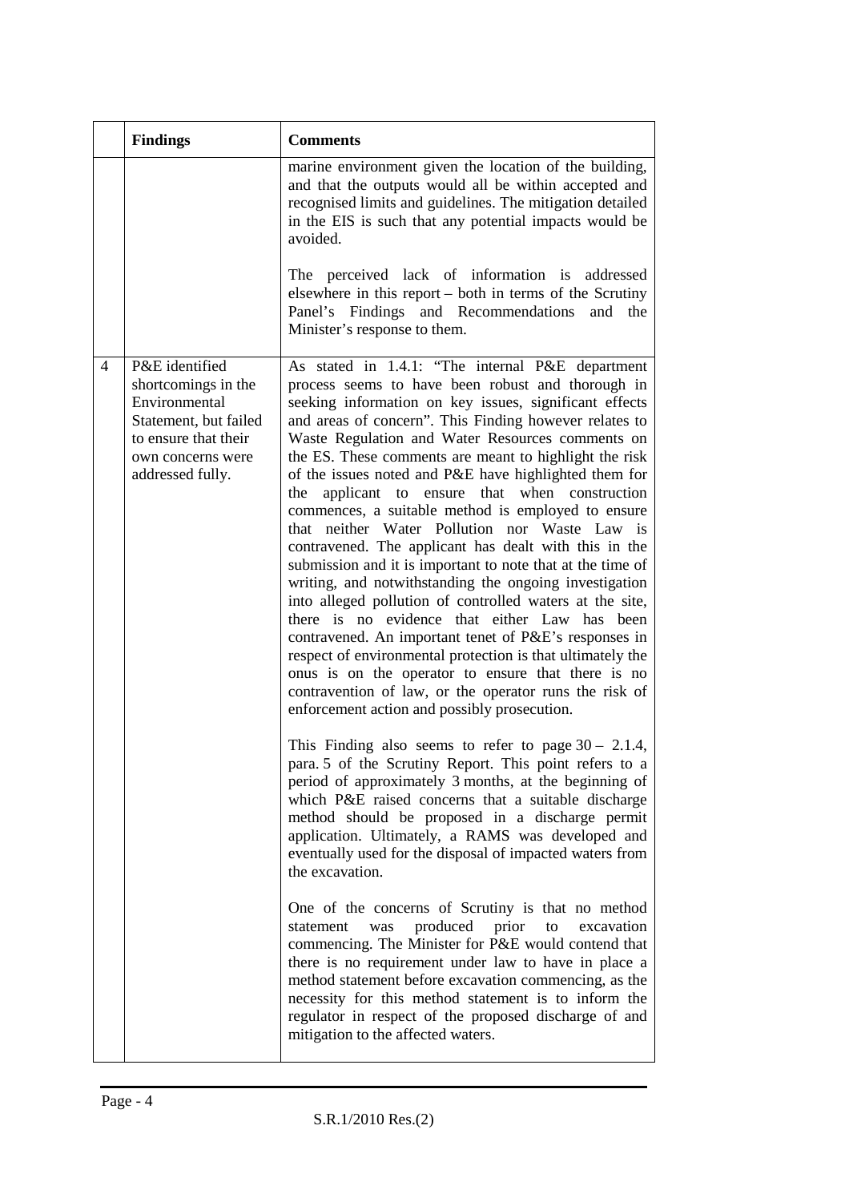| | Findings | Comments |
|---|---|---|
| | | marine environment given the location of the building, and that the outputs would all be within accepted and recognised limits and guidelines. The mitigation detailed in the EIS is such that any potential impacts would be avoided.<br><br>The perceived lack of information is addressed elsewhere in this report – both in terms of the Scrutiny Panel's Findings and Recommendations and the Minister's response to them. |
| 4 | P&E identified shortcomings in the Environmental Statement, but failed to ensure that their own concerns were addressed fully. | As stated in 1.4.1: "The internal P&E department process seems to have been robust and thorough in seeking information on key issues, significant effects and areas of concern". This Finding however relates to Waste Regulation and Water Resources comments on the ES. These comments are meant to highlight the risk of the issues noted and P&E have highlighted them for the applicant to ensure that when construction commences, a suitable method is employed to ensure that neither Water Pollution nor Waste Law is contravened. The applicant has dealt with this in the submission and it is important to note that at the time of writing, and notwithstanding the ongoing investigation into alleged pollution of controlled waters at the site, there is no evidence that either Law has been contravened. An important tenet of P&E's responses in respect of environmental protection is that ultimately the onus is on the operator to ensure that there is no contravention of law, or the operator runs the risk of enforcement action and possibly prosecution.<br><br>This Finding also seems to refer to page 30 – 2.1.4, para. 5 of the Scrutiny Report. This point refers to a period of approximately 3 months, at the beginning of which P&E raised concerns that a suitable discharge method should be proposed in a discharge permit application. Ultimately, a RAMS was developed and eventually used for the disposal of impacted waters from the excavation.<br><br>One of the concerns of Scrutiny is that no method statement was produced prior to excavation commencing. The Minister for P&E would contend that there is no requirement under law to have in place a method statement before excavation commencing, as the necessity for this method statement is to inform the regulator in respect of the proposed discharge of and mitigation to the affected waters. |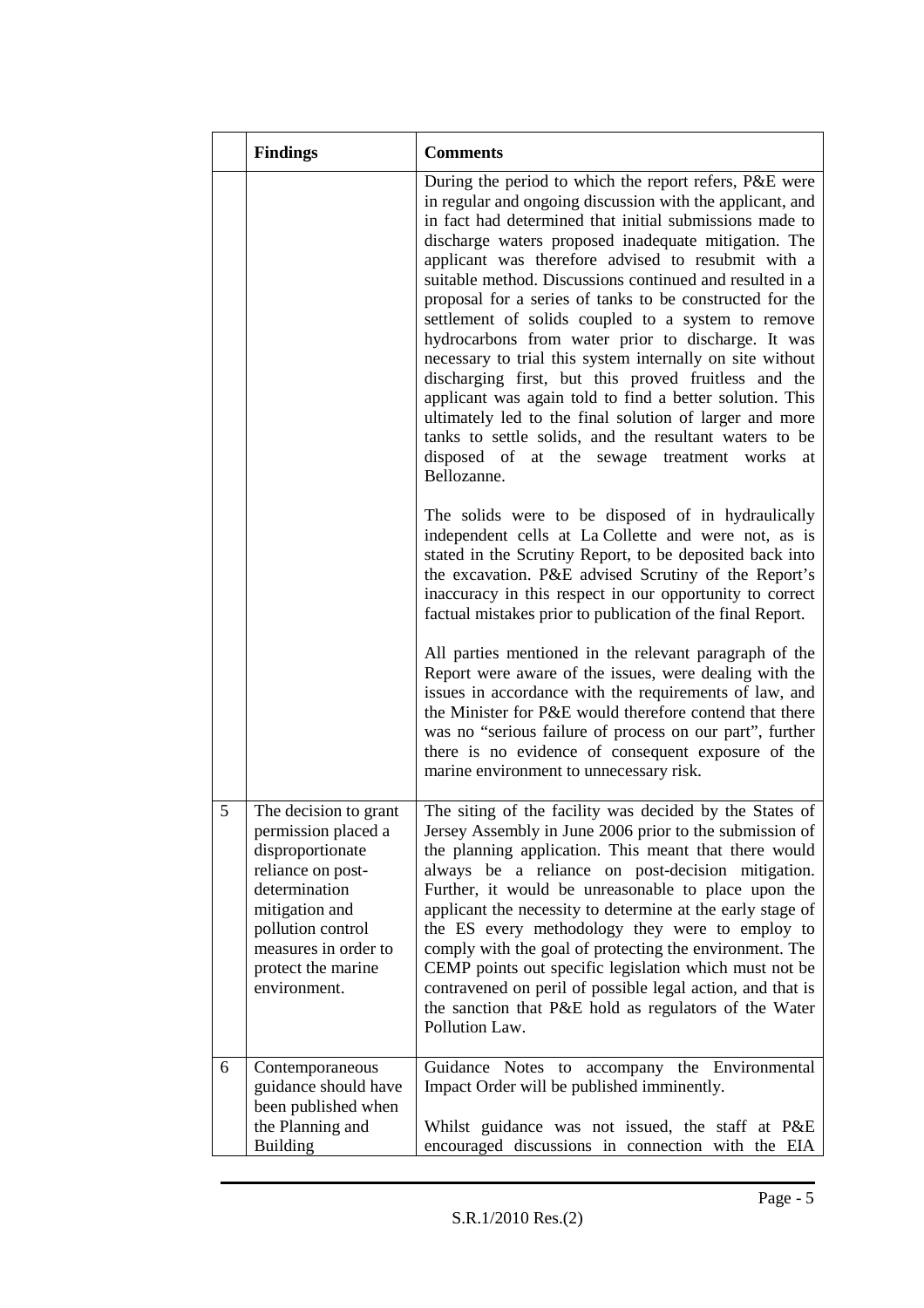| | Findings | Comments |
|---|---|---|
| | | During the period to which the report refers, P&E were in regular and ongoing discussion with the applicant, and in fact had determined that initial submissions made to discharge waters proposed inadequate mitigation. The applicant was therefore advised to resubmit with a suitable method. Discussions continued and resulted in a proposal for a series of tanks to be constructed for the settlement of solids coupled to a system to remove hydrocarbons from water prior to discharge. It was necessary to trial this system internally on site without discharging first, but this proved fruitless and the applicant was again told to find a better solution. This ultimately led to the final solution of larger and more tanks to settle solids, and the resultant waters to be disposed of at the sewage treatment works at Bellozanne.<br><br>The solids were to be disposed of in hydraulically independent cells at La Collette and were not, as is stated in the Scrutiny Report, to be deposited back into the excavation. P&E advised Scrutiny of the Report's inaccuracy in this respect in our opportunity to correct factual mistakes prior to publication of the final Report.<br><br>All parties mentioned in the relevant paragraph of the Report were aware of the issues, were dealing with the issues in accordance with the requirements of law, and the Minister for P&E would therefore contend that there was no "serious failure of process on our part", further there is no evidence of consequent exposure of the marine environment to unnecessary risk. |
| 5 | The decision to grant permission placed a disproportionate reliance on post-determination mitigation and pollution control measures in order to protect the marine environment. | The siting of the facility was decided by the States of Jersey Assembly in June 2006 prior to the submission of the planning application. This meant that there would always be a reliance on post-decision mitigation. Further, it would be unreasonable to place upon the applicant the necessity to determine at the early stage of the ES every methodology they were to employ to comply with the goal of protecting the environment. The CEMP points out specific legislation which must not be contravened on peril of possible legal action, and that is the sanction that P&E hold as regulators of the Water Pollution Law. |
| 6 | Contemporaneous guidance should have been published when the Planning and Building | Guidance Notes to accompany the Environmental Impact Order will be published imminently.<br><br>Whilst guidance was not issued, the staff at P&E encouraged discussions in connection with the EIA |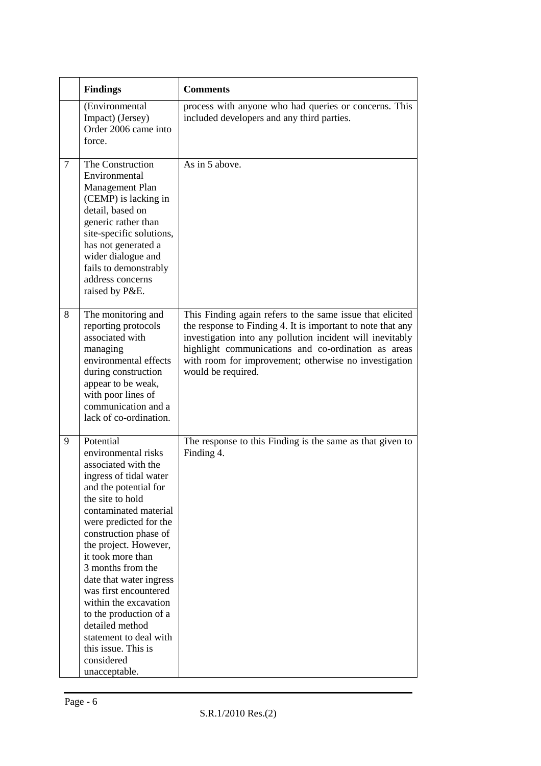| | Findings | Comments |
|---|---|---|
| | (Environmental Impact) (Jersey) Order 2006 came into force. | process with anyone who had queries or concerns. This included developers and any third parties. |
| 7 | The Construction Environmental Management Plan (CEMP) is lacking in detail, based on generic rather than site-specific solutions, has not generated a wider dialogue and fails to demonstrably address concerns raised by P&E. | As in 5 above. |
| 8 | The monitoring and reporting protocols associated with managing environmental effects during construction appear to be weak, with poor lines of communication and a lack of co-ordination. | This Finding again refers to the same issue that elicited the response to Finding 4. It is important to note that any investigation into any pollution incident will inevitably highlight communications and co-ordination as areas with room for improvement; otherwise no investigation would be required. |
| 9 | Potential environmental risks associated with the ingress of tidal water and the potential for the site to hold contaminated material were predicted for the construction phase of the project. However, it took more than 3 months from the date that water ingress was first encountered within the excavation to the production of a detailed method statement to deal with this issue. This is considered unacceptable. | The response to this Finding is the same as that given to Finding 4. |

S.R.1/2010 Res.(2)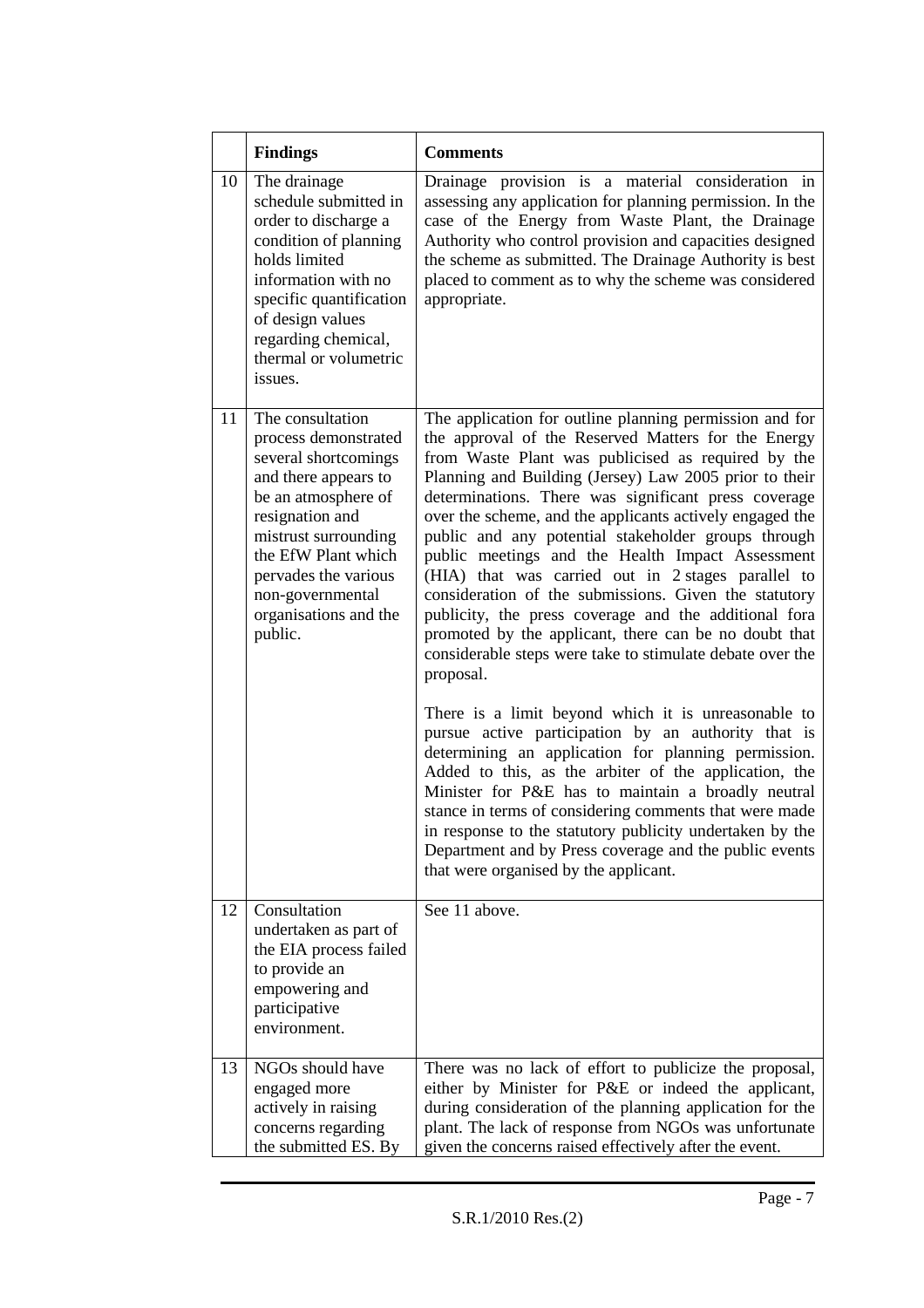|  | Findings | Comments |
|---|---|---|
| 10 | The drainage schedule submitted in order to discharge a condition of planning holds limited information with no specific quantification of design values regarding chemical, thermal or volumetric issues. | Drainage provision is a material consideration in assessing any application for planning permission. In the case of the Energy from Waste Plant, the Drainage Authority who control provision and capacities designed the scheme as submitted. The Drainage Authority is best placed to comment as to why the scheme was considered appropriate. |
| 11 | The consultation process demonstrated several shortcomings and there appears to be an atmosphere of resignation and mistrust surrounding the EfW Plant which pervades the various non-governmental organisations and the public. | The application for outline planning permission and for the approval of the Reserved Matters for the Energy from Waste Plant was publicised as required by the Planning and Building (Jersey) Law 2005 prior to their determinations. There was significant press coverage over the scheme, and the applicants actively engaged the public and any potential stakeholder groups through public meetings and the Health Impact Assessment (HIA) that was carried out in 2 stages parallel to consideration of the submissions. Given the statutory publicity, the press coverage and the additional fora promoted by the applicant, there can be no doubt that considerable steps were take to stimulate debate over the proposal.<br><br>There is a limit beyond which it is unreasonable to pursue active participation by an authority that is determining an application for planning permission. Added to this, as the arbiter of the application, the Minister for P&E has to maintain a broadly neutral stance in terms of considering comments that were made in response to the statutory publicity undertaken by the Department and by Press coverage and the public events that were organised by the applicant. |
| 12 | Consultation undertaken as part of the EIA process failed to provide an empowering and participative environment. | See 11 above. |
| 13 | NGOs should have engaged more actively in raising concerns regarding the submitted ES. By | There was no lack of effort to publicize the proposal, either by Minister for P&E or indeed the applicant, during consideration of the planning application for the plant. The lack of response from NGOs was unfortunate given the concerns raised effectively after the event. |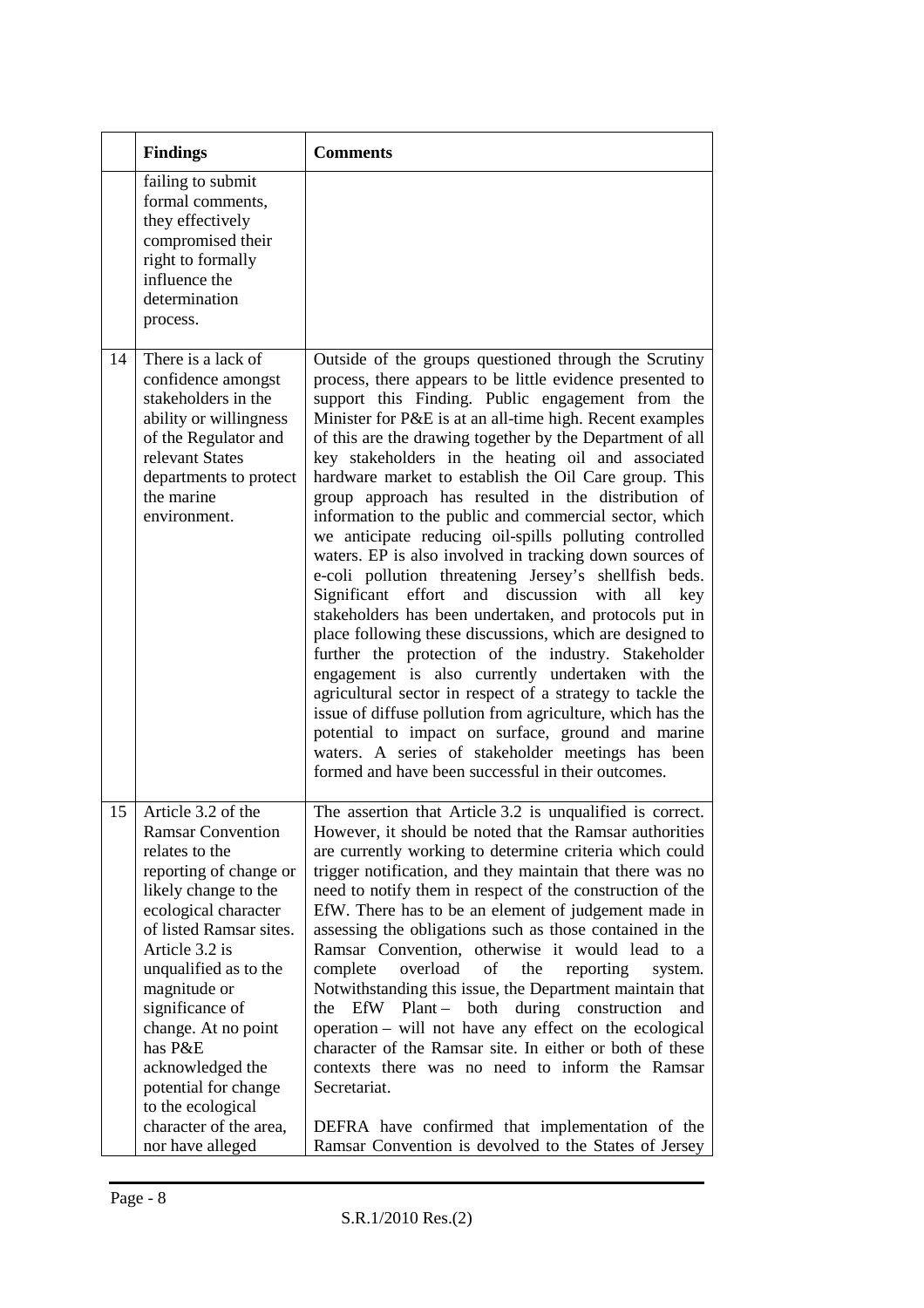| | Findings | Comments |
|---|---|---|
| | failing to submit formal comments, they effectively compromised their right to formally influence the determination process. | |
| 14 | There is a lack of confidence amongst stakeholders in the ability or willingness of the Regulator and relevant States departments to protect the marine environment. | Outside of the groups questioned through the Scrutiny process, there appears to be little evidence presented to support this Finding. Public engagement from the Minister for P&E is at an all-time high. Recent examples of this are the drawing together by the Department of all key stakeholders in the heating oil and associated hardware market to establish the Oil Care group. This group approach has resulted in the distribution of information to the public and commercial sector, which we anticipate reducing oil-spills polluting controlled waters. EP is also involved in tracking down sources of e-coli pollution threatening Jersey's shellfish beds. Significant effort and discussion with all key stakeholders has been undertaken, and protocols put in place following these discussions, which are designed to further the protection of the industry. Stakeholder engagement is also currently undertaken with the agricultural sector in respect of a strategy to tackle the issue of diffuse pollution from agriculture, which has the potential to impact on surface, ground and marine waters. A series of stakeholder meetings has been formed and have been successful in their outcomes. |
| 15 | Article 3.2 of the Ramsar Convention relates to the reporting of change or likely change to the ecological character of listed Ramsar sites. Article 3.2 is unqualified as to the magnitude or significance of change. At no point has P&E acknowledged the potential for change to the ecological character of the area, nor have alleged | The assertion that Article 3.2 is unqualified is correct. However, it should be noted that the Ramsar authorities are currently working to determine criteria which could trigger notification, and they maintain that there was no need to notify them in respect of the construction of the EfW. There has to be an element of judgement made in assessing the obligations such as those contained in the Ramsar Convention, otherwise it would lead to a complete overload of the reporting system. Notwithstanding this issue, the Department maintain that the EfW Plant – both during construction and operation – will not have any effect on the ecological character of the Ramsar site. In either or both of these contexts there was no need to inform the Ramsar Secretariat.<br><br>DEFRA have confirmed that implementation of the Ramsar Convention is devolved to the States of Jersey |

S.R.1/2010 Res.(2)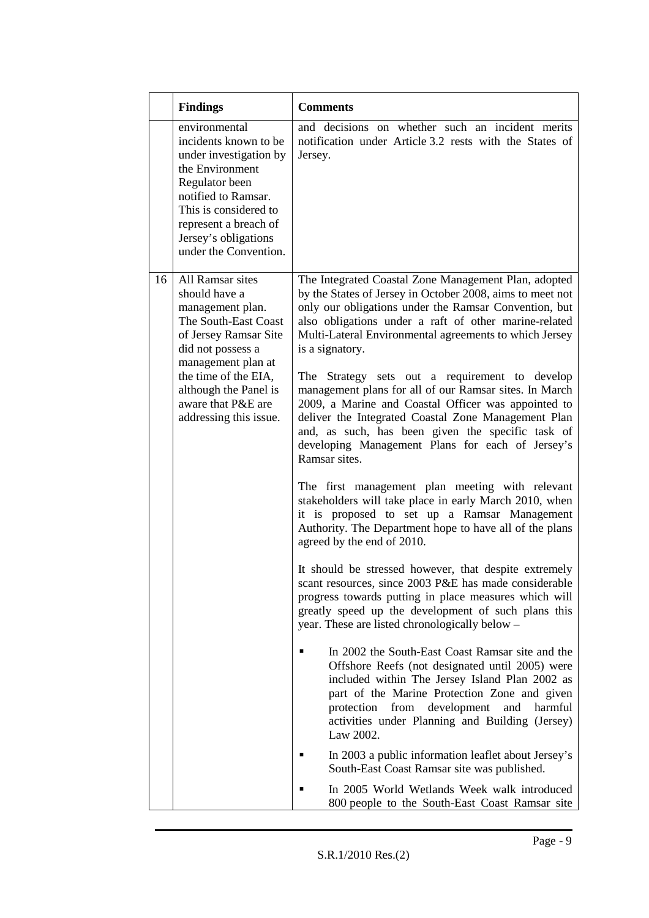| | Findings | Comments |
|---|---|---|
| | environmental incidents known to be under investigation by the Environment Regulator been notified to Ramsar. This is considered to represent a breach of Jersey's obligations under the Convention. | and decisions on whether such an incident merits notification under Article 3.2 rests with the States of Jersey. |
| 16 | All Ramsar sites should have a management plan. The South-East Coast of Jersey Ramsar Site did not possess a management plan at the time of the EIA, although the Panel is aware that P&E are addressing this issue. | The Integrated Coastal Zone Management Plan, adopted by the States of Jersey in October 2008, aims to meet not only our obligations under the Ramsar Convention, but also obligations under a raft of other marine-related Multi-Lateral Environmental agreements to which Jersey is a signatory.<br><br>The Strategy sets out a requirement to develop management plans for all of our Ramsar sites. In March 2009, a Marine and Coastal Officer was appointed to deliver the Integrated Coastal Zone Management Plan and, as such, has been given the specific task of developing Management Plans for each of Jersey's Ramsar sites.<br><br>The first management plan meeting with relevant stakeholders will take place in early March 2010, when it is proposed to set up a Ramsar Management Authority. The Department hope to have all of the plans agreed by the end of 2010.<br><br>It should be stressed however, that despite extremely scant resources, since 2003 P&E has made considerable progress towards putting in place measures which will greatly speed up the development of such plans this year. These are listed chronologically below –<br><br>▪ In 2002 the South-East Coast Ramsar site and the Offshore Reefs (not designated until 2005) were included within The Jersey Island Plan 2002 as part of the Marine Protection Zone and given protection from development and harmful activities under Planning and Building (Jersey) Law 2002.<br><br>▪ In 2003 a public information leaflet about Jersey's South-East Coast Ramsar site was published.<br><br>▪ In 2005 World Wetlands Week walk introduced 800 people to the South-East Coast Ramsar site |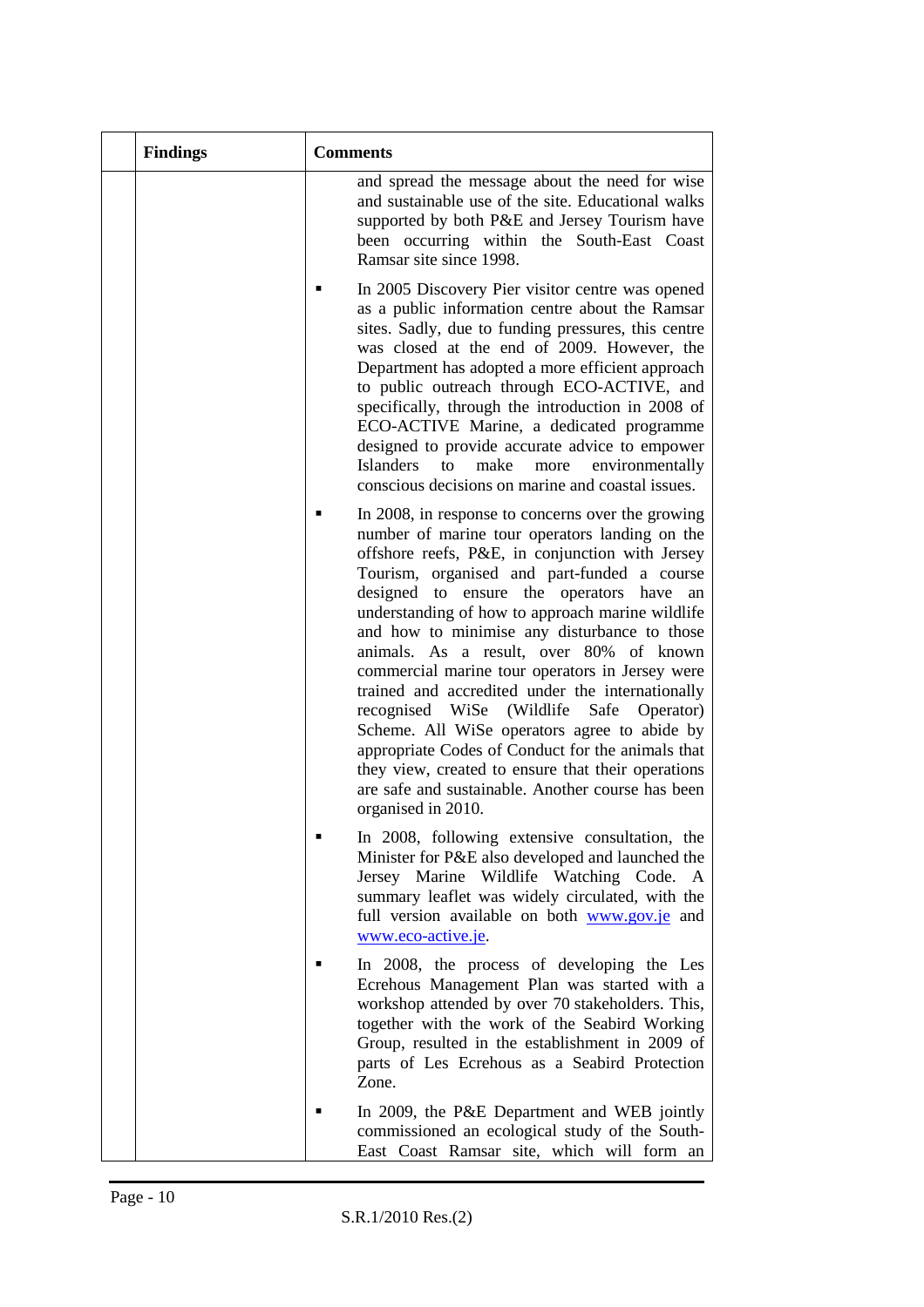| | Findings | Comments |
|---|---|---|
| | | and spread the message about the need for wise and sustainable use of the site. Educational walks supported by both P&E and Jersey Tourism have been occurring within the South-East Coast Ramsar site since 1998.<br><br>▪ In 2005 Discovery Pier visitor centre was opened as a public information centre about the Ramsar sites. Sadly, due to funding pressures, this centre was closed at the end of 2009. However, the Department has adopted a more efficient approach to public outreach through ECO-ACTIVE, and specifically, through the introduction in 2008 of ECO-ACTIVE Marine, a dedicated programme designed to provide accurate advice to empower Islanders to make more environmentally conscious decisions on marine and coastal issues.<br><br>▪ In 2008, in response to concerns over the growing number of marine tour operators landing on the offshore reefs, P&E, in conjunction with Jersey Tourism, organised and part-funded a course designed to ensure the operators have an understanding of how to approach marine wildlife and how to minimise any disturbance to those animals. As a result, over 80% of known commercial marine tour operators in Jersey were trained and accredited under the internationally recognised WiSe (Wildlife Safe Operator) Scheme. All WiSe operators agree to abide by appropriate Codes of Conduct for the animals that they view, created to ensure that their operations are safe and sustainable. Another course has been organised in 2010.<br><br>▪ In 2008, following extensive consultation, the Minister for P&E also developed and launched the Jersey Marine Wildlife Watching Code. A summary leaflet was widely circulated, with the full version available on both www.gov.je and www.eco-active.je.<br><br>▪ In 2008, the process of developing the Les Ecrehous Management Plan was started with a workshop attended by over 70 stakeholders. This, together with the work of the Seabird Working Group, resulted in the establishment in 2009 of parts of Les Ecrehous as a Seabird Protection Zone.<br><br>▪ In 2009, the P&E Department and WEB jointly commissioned an ecological study of the South-East Coast Ramsar site, which will form an |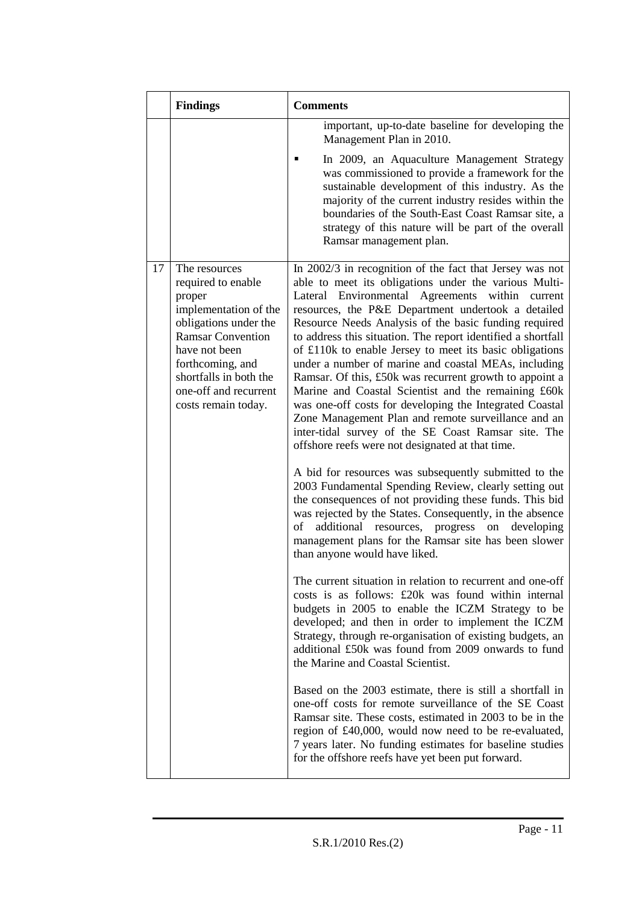| | Findings | Comments |
|---|---|---|
| | | important, up-to-date baseline for developing the Management Plan in 2010.<br><br>▪ In 2009, an Aquaculture Management Strategy was commissioned to provide a framework for the sustainable development of this industry. As the majority of the current industry resides within the boundaries of the South-East Coast Ramsar site, a strategy of this nature will be part of the overall Ramsar management plan. |
| 17 | The resources required to enable proper implementation of the obligations under the Ramsar Convention have not been forthcoming, and shortfalls in both the one-off and recurrent costs remain today. | In 2002/3 in recognition of the fact that Jersey was not able to meet its obligations under the various Multi-Lateral Environmental Agreements within current resources, the P&E Department undertook a detailed Resource Needs Analysis of the basic funding required to address this situation. The report identified a shortfall of £110k to enable Jersey to meet its basic obligations under a number of marine and coastal MEAs, including Ramsar. Of this, £50k was recurrent growth to appoint a Marine and Coastal Scientist and the remaining £60k was one-off costs for developing the Integrated Coastal Zone Management Plan and remote surveillance and an inter-tidal survey of the SE Coast Ramsar site. The offshore reefs were not designated at that time.<br><br>A bid for resources was subsequently submitted to the 2003 Fundamental Spending Review, clearly setting out the consequences of not providing these funds. This bid was rejected by the States. Consequently, in the absence of additional resources, progress on developing management plans for the Ramsar site has been slower than anyone would have liked.<br><br>The current situation in relation to recurrent and one-off costs is as follows: £20k was found within internal budgets in 2005 to enable the ICZM Strategy to be developed; and then in order to implement the ICZM Strategy, through re-organisation of existing budgets, an additional £50k was found from 2009 onwards to fund the Marine and Coastal Scientist.<br><br>Based on the 2003 estimate, there is still a shortfall in one-off costs for remote surveillance of the SE Coast Ramsar site. These costs, estimated in 2003 to be in the region of £40,000, would now need to be re-evaluated, 7 years later. No funding estimates for baseline studies for the offshore reefs have yet been put forward. |

S.R.1/2010 Res.(2)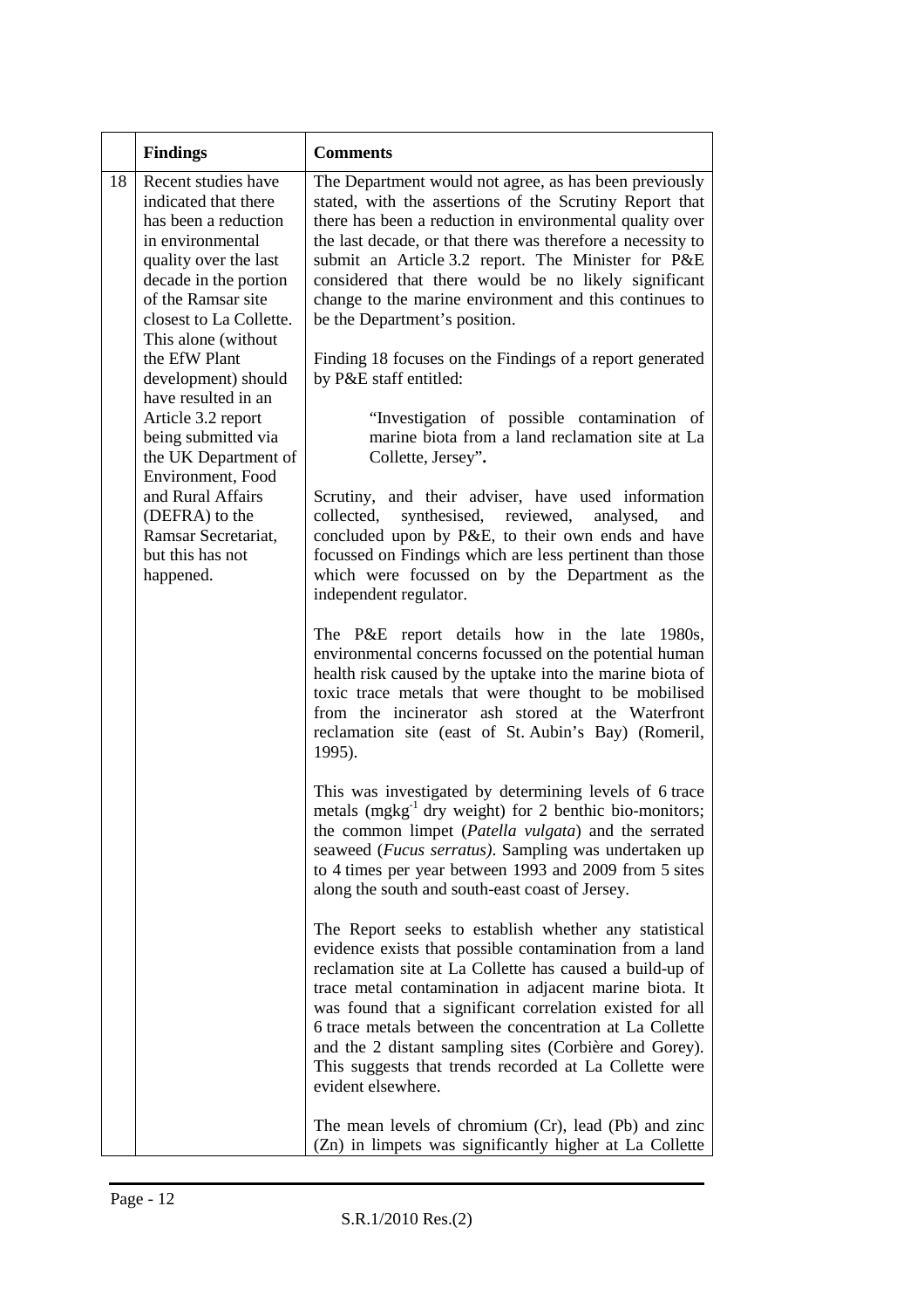| | Findings | Comments |
|---|---|---|
| 18 | Recent studies have indicated that there has been a reduction in environmental quality over the last decade in the portion of the Ramsar site closest to La Collette. This alone (without the EfW Plant development) should have resulted in an Article 3.2 report being submitted via the UK Department of Environment, Food and Rural Affairs (DEFRA) to the Ramsar Secretariat, but this has not happened. | The Department would not agree, as has been previously stated, with the assertions of the Scrutiny Report that there has been a reduction in environmental quality over the last decade, or that there was therefore a necessity to submit an Article 3.2 report. The Minister for P&E considered that there would be no likely significant change to the marine environment and this continues to be the Department's position.<br><br>Finding 18 focuses on the Findings of a report generated by P&E staff entitled:<br><br>"Investigation of possible contamination of marine biota from a land reclamation site at La Collette, Jersey".<br><br>Scrutiny, and their adviser, have used information collected, synthesised, reviewed, analysed, and concluded upon by P&E, to their own ends and have focussed on Findings which are less pertinent than those which were focussed on by the Department as the independent regulator.<br><br>The P&E report details how in the late 1980s, environmental concerns focussed on the potential human health risk caused by the uptake into the marine biota of toxic trace metals that were thought to be mobilised from the incinerator ash stored at the Waterfront reclamation site (east of St. Aubin's Bay) (Romeril, 1995).<br><br>This was investigated by determining levels of 6 trace metals ($mgkg^{-1}$ dry weight) for 2 benthic bio-monitors; the common limpet (*Patella vulgata*) and the serrated seaweed (*Fucus serratus*). Sampling was undertaken up to 4 times per year between 1993 and 2009 from 5 sites along the south and south-east coast of Jersey.<br><br>The Report seeks to establish whether any statistical evidence exists that possible contamination from a land reclamation site at La Collette has caused a build-up of trace metal contamination in adjacent marine biota. It was found that a significant correlation existed for all 6 trace metals between the concentration at La Collette and the 2 distant sampling sites (Corbière and Gorey). This suggests that trends recorded at La Collette were evident elsewhere.<br><br>The mean levels of chromium (Cr), lead (Pb) and zinc (Zn) in limpets was significantly higher at La Collette |

S.R.1/2010 Res.(2)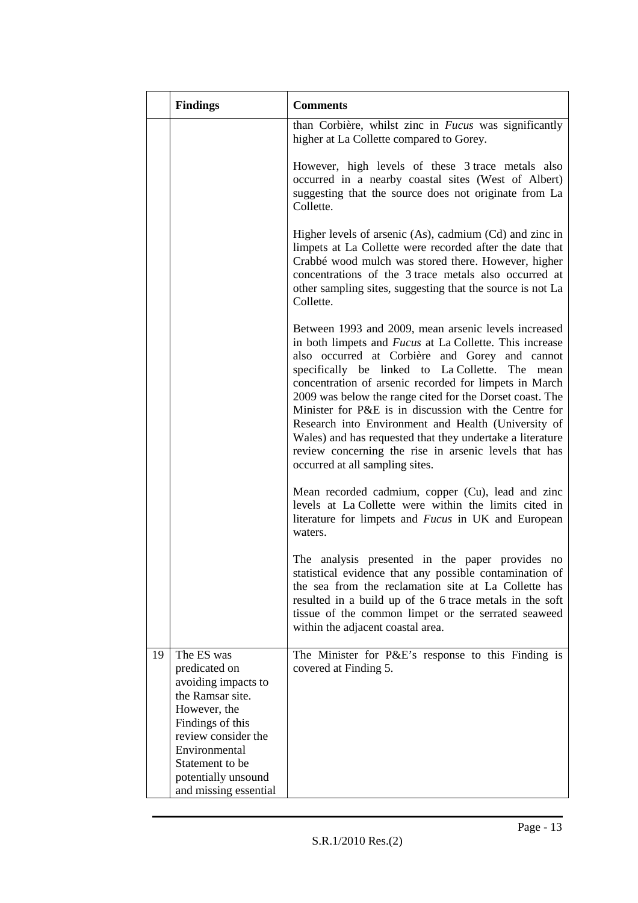|  | Findings | Comments |
|---|---|---|
|  |  | than Corbière, whilst zinc in *Fucus* was significantly higher at La Collette compared to Gorey.<br><br>However, high levels of these 3 trace metals also occurred in a nearby coastal sites (West of Albert) suggesting that the source does not originate from La Collette.<br><br>Higher levels of arsenic (As), cadmium (Cd) and zinc in limpets at La Collette were recorded after the date that Crabbé wood mulch was stored there. However, higher concentrations of the 3 trace metals also occurred at other sampling sites, suggesting that the source is not La Collette.<br><br>Between 1993 and 2009, mean arsenic levels increased in both limpets and *Fucus* at La Collette. This increase also occurred at Corbière and Gorey and cannot specifically be linked to La Collette. The mean concentration of arsenic recorded for limpets in March 2009 was below the range cited for the Dorset coast. The Minister for P&E is in discussion with the Centre for Research into Environment and Health (University of Wales) and has requested that they undertake a literature review concerning the rise in arsenic levels that has occurred at all sampling sites.<br><br>Mean recorded cadmium, copper (Cu), lead and zinc levels at La Collette were within the limits cited in literature for limpets and *Fucus* in UK and European waters.<br><br>The analysis presented in the paper provides no statistical evidence that any possible contamination of the sea from the reclamation site at La Collette has resulted in a build up of the 6 trace metals in the soft tissue of the common limpet or the serrated seaweed within the adjacent coastal area. |
| 19 | The ES was predicated on avoiding impacts to the Ramsar site. However, the Findings of this review consider the Environmental Statement to be potentially unsound and missing essential | The Minister for P&E's response to this Finding is covered at Finding 5. |

S.R.1/2010 Res.(2)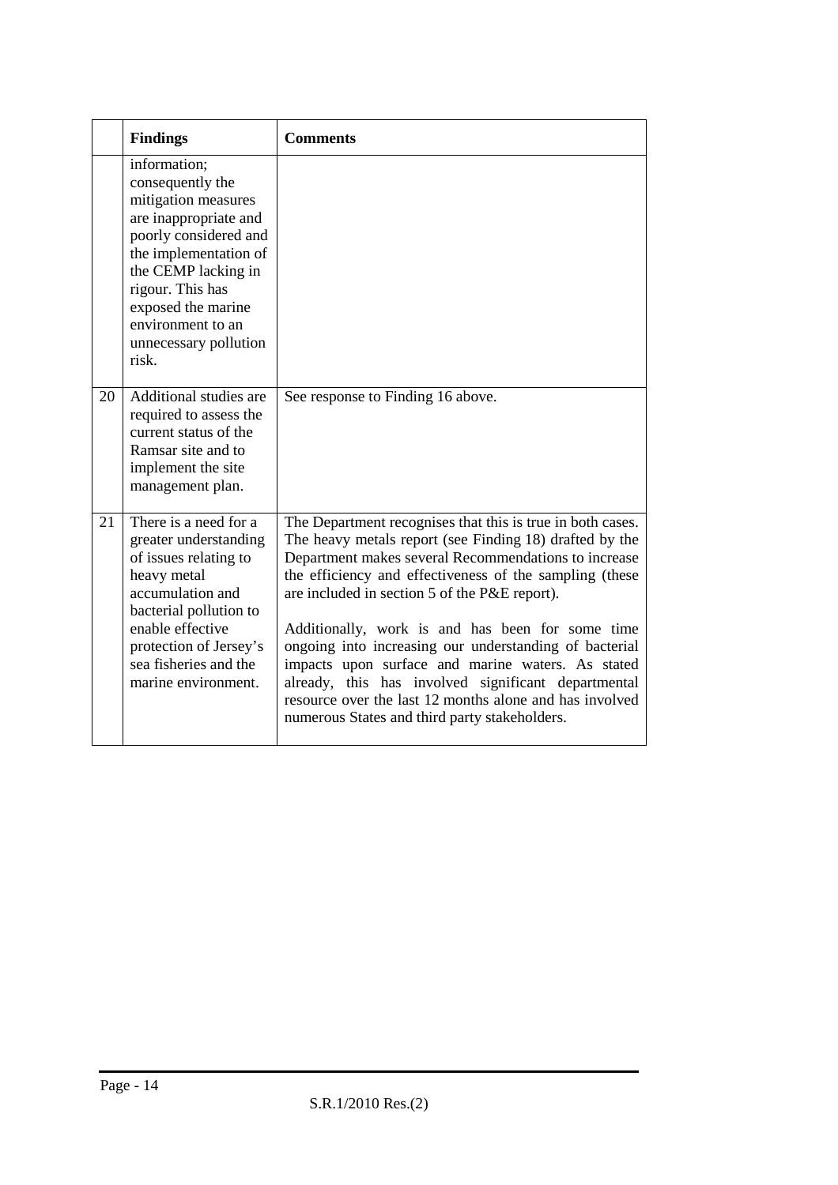| | Findings | Comments |
|---|---|---|
| | information; consequently the mitigation measures are inappropriate and poorly considered and the implementation of the CEMP lacking in rigour. This has exposed the marine environment to an unnecessary pollution risk. | |
| 20 | Additional studies are required to assess the current status of the Ramsar site and to implement the site management plan. | See response to Finding 16 above. |
| 21 | There is a need for a greater understanding of issues relating to heavy metal accumulation and bacterial pollution to enable effective protection of Jersey's sea fisheries and the marine environment. | The Department recognises that this is true in both cases. The heavy metals report (see Finding 18) drafted by the Department makes several Recommendations to increase the efficiency and effectiveness of the sampling (these are included in section 5 of the P&E report).<br><br>Additionally, work is and has been for some time ongoing into increasing our understanding of bacterial impacts upon surface and marine waters. As stated already, this has involved significant departmental resource over the last 12 months alone and has involved numerous States and third party stakeholders. |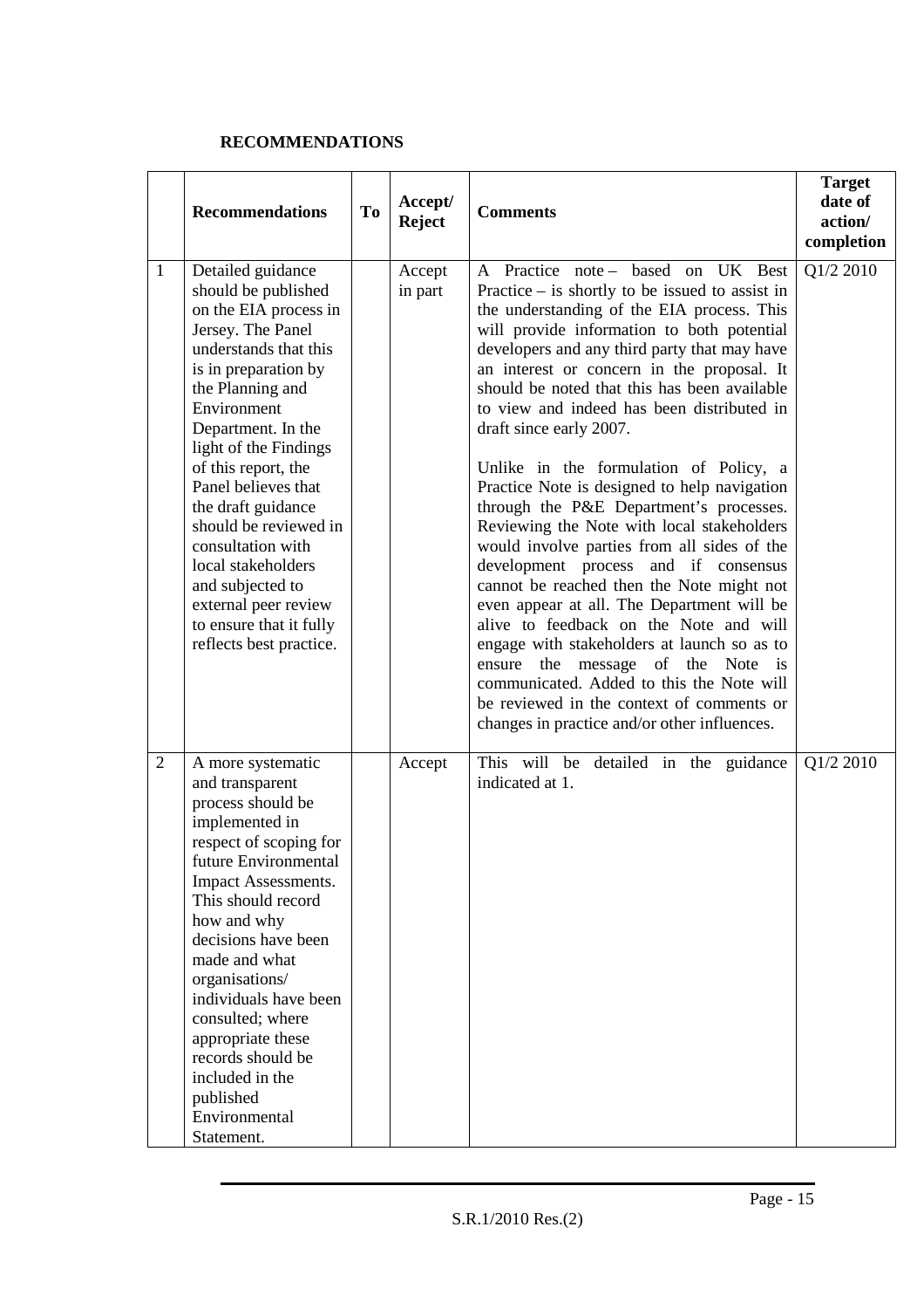**RECOMMENDATIONS**

| | Recommendations | To | Accept/ Reject | Comments | Target date of action/ completion |
|---|---|---|---|---|---|
| 1 | Detailed guidance should be published on the EIA process in Jersey. The Panel understands that this is in preparation by the Planning and Environment Department. In the light of the Findings of this report, the Panel believes that the draft guidance should be reviewed in consultation with local stakeholders and subjected to external peer review to ensure that it fully reflects best practice. | | Accept in part | A Practice note – based on UK Best Practice – is shortly to be issued to assist in the understanding of the EIA process. This will provide information to both potential developers and any third party that may have an interest or concern in the proposal. It should be noted that this has been available to view and indeed has been distributed in draft since early 2007.<br><br>Unlike in the formulation of Policy, a Practice Note is designed to help navigation through the P&E Department's processes. Reviewing the Note with local stakeholders would involve parties from all sides of the development process and if consensus cannot be reached then the Note might not even appear at all. The Department will be alive to feedback on the Note and will engage with stakeholders at launch so as to ensure the message of the Note is communicated. Added to this the Note will be reviewed in the context of comments or changes in practice and/or other influences. | Q1/2 2010 |
| 2 | A more systematic and transparent process should be implemented in respect of scoping for future Environmental Impact Assessments. This should record how and why decisions have been made and what organisations/ individuals have been consulted; where appropriate these records should be included in the published Environmental Statement. | | Accept | This will be detailed in the guidance indicated at 1. | Q1/2 2010 |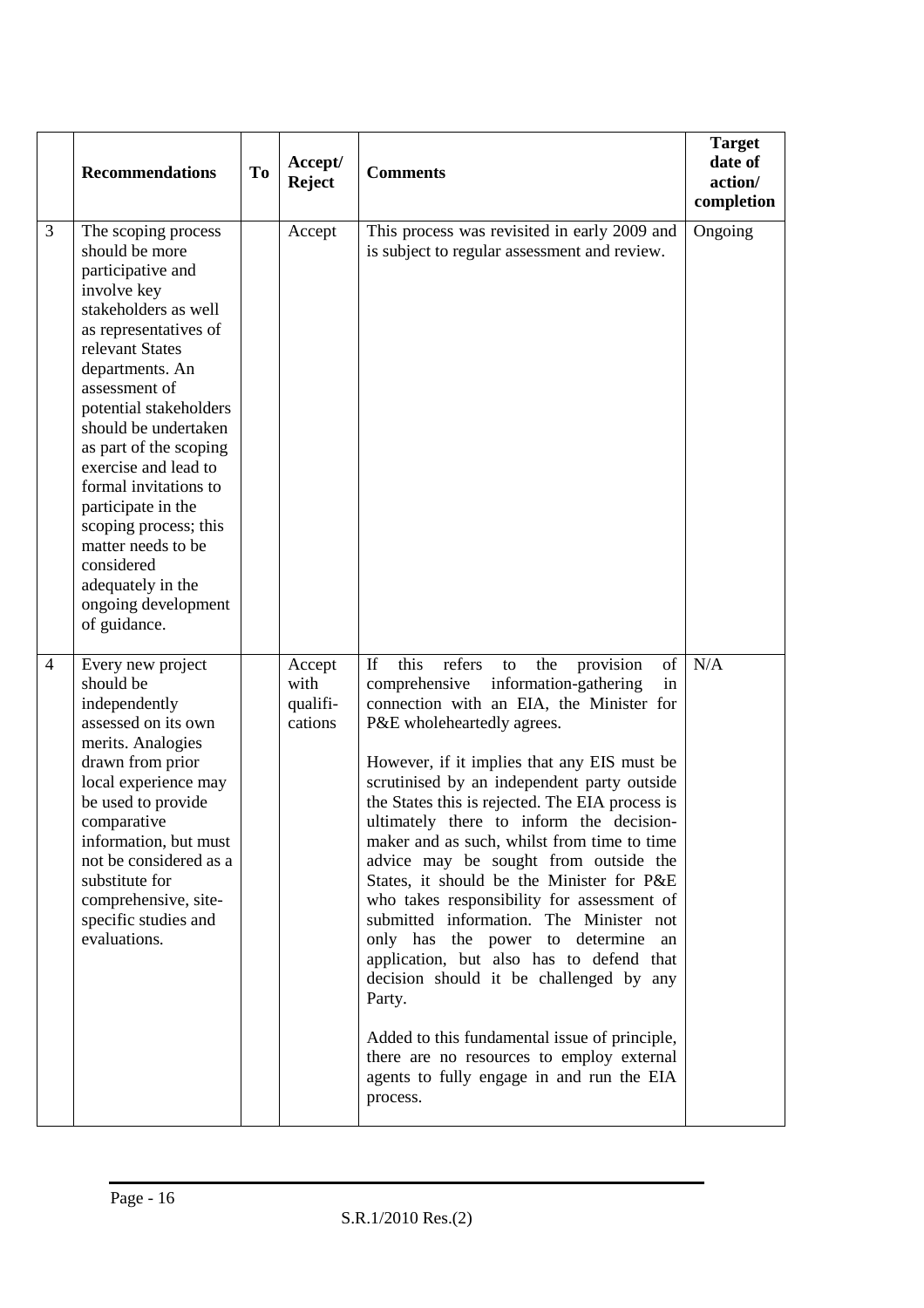|   | **Recommendations** | **To** | **Accept/ Reject** | **Comments** | **Target date of action/ completion** |
|---|---|---|---|---|---|
| 3 | The scoping process should be more participative and involve key stakeholders as well as representatives of relevant States departments. An assessment of potential stakeholders should be undertaken as part of the scoping exercise and lead to formal invitations to participate in the scoping process; this matter needs to be considered adequately in the ongoing development of guidance. | | Accept | This process was revisited in early 2009 and is subject to regular assessment and review. | Ongoing |
| 4 | Every new project should be independently assessed on its own merits. Analogies drawn from prior local experience may be used to provide comparative information, but must not be considered as a substitute for comprehensive, site-specific studies and evaluations. | | Accept with qualifi-cations | If this refers to the provision of comprehensive information-gathering in connection with an EIA, the Minister for P&E wholeheartedly agrees.<br><br>However, if it implies that any EIS must be scrutinised by an independent party outside the States this is rejected. The EIA process is ultimately there to inform the decision-maker and as such, whilst from time to time advice may be sought from outside the States, it should be the Minister for P&E who takes responsibility for assessment of submitted information. The Minister not only has the power to determine an application, but also has to defend that decision should it be challenged by any Party.<br><br>Added to this fundamental issue of principle, there are no resources to employ external agents to fully engage in and run the EIA process. | N/A |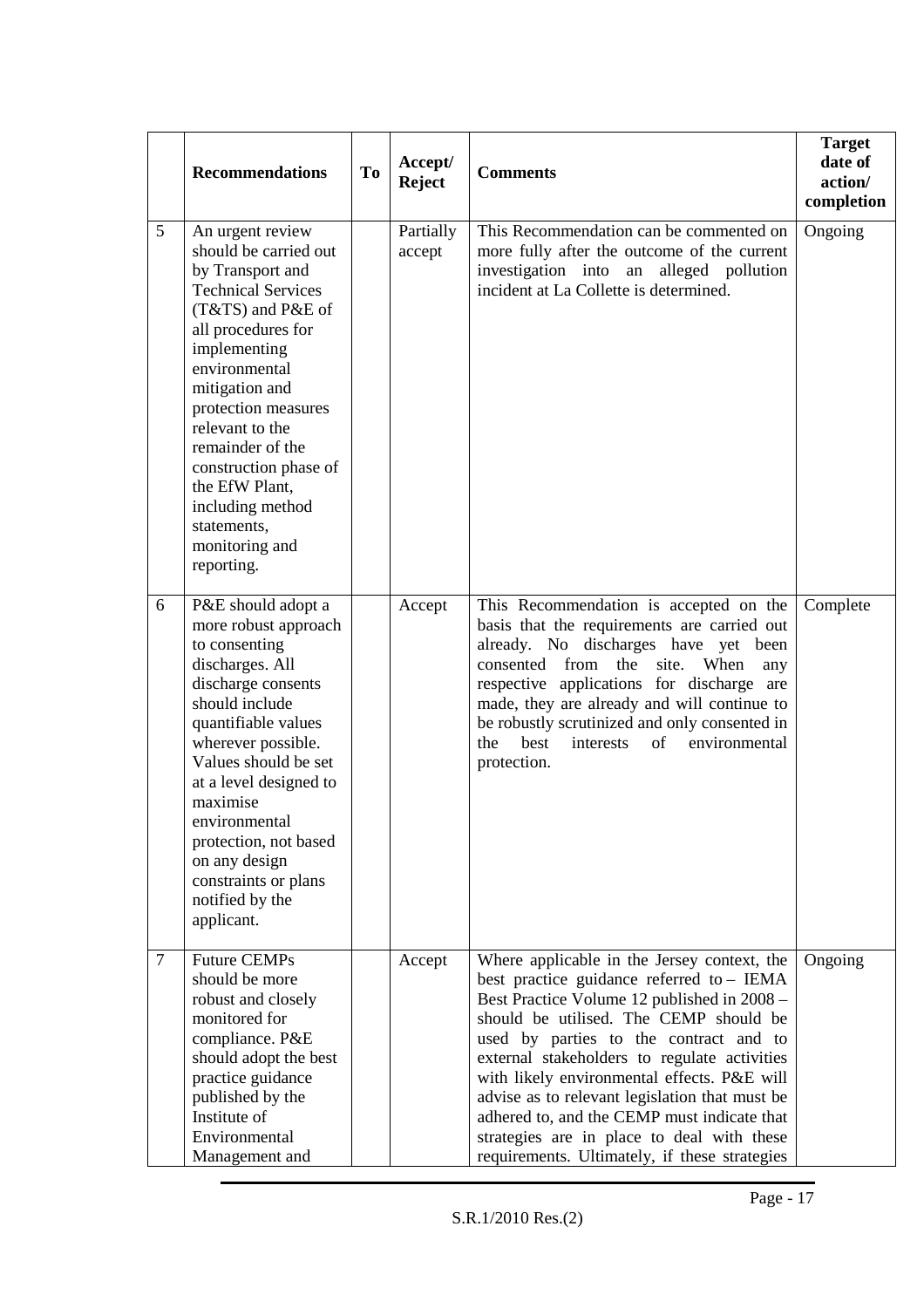|  | Recommendations | To | Accept/ Reject | Comments | Target date of action/ completion |
|---|---|---|---|---|---|
| 5 | An urgent review should be carried out by Transport and Technical Services (T&TS) and P&E of all procedures for implementing environmental mitigation and protection measures relevant to the remainder of the construction phase of the EfW Plant, including method statements, monitoring and reporting. |  | Partially accept | This Recommendation can be commented on more fully after the outcome of the current investigation into an alleged pollution incident at La Collette is determined. | Ongoing |
| 6 | P&E should adopt a more robust approach to consenting discharges. All discharge consents should include quantifiable values wherever possible. Values should be set at a level designed to maximise environmental protection, not based on any design constraints or plans notified by the applicant. |  | Accept | This Recommendation is accepted on the basis that the requirements are carried out already. No discharges have yet been consented from the site. When any respective applications for discharge are made, they are already and will continue to be robustly scrutinized and only consented in the best interests of environmental protection. | Complete |
| 7 | Future CEMPs should be more robust and closely monitored for compliance. P&E should adopt the best practice guidance published by the Institute of Environmental Management and |  | Accept | Where applicable in the Jersey context, the best practice guidance referred to – IEMA Best Practice Volume 12 published in 2008 – should be utilised. The CEMP should be used by parties to the contract and to external stakeholders to regulate activities with likely environmental effects. P&E will advise as to relevant legislation that must be adhered to, and the CEMP must indicate that strategies are in place to deal with these requirements. Ultimately, if these strategies | Ongoing |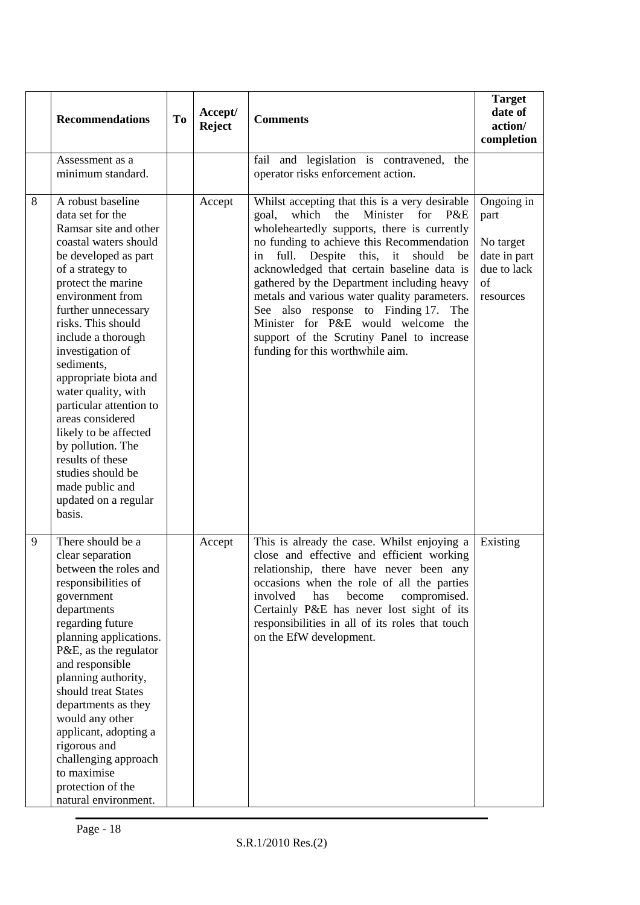|  | Recommendations | To | Accept/ Reject | Comments | Target date of action/ completion |
|---|---|---|---|---|---|
|  | Assessment as a minimum standard. |  |  | fail and legislation is contravened, the operator risks enforcement action. |  |
| 8 | A robust baseline data set for the Ramsar site and other coastal waters should be developed as part of a strategy to protect the marine environment from further unnecessary risks. This should include a thorough investigation of sediments, appropriate biota and water quality, with particular attention to areas considered likely to be affected by pollution. The results of these studies should be made public and updated on a regular basis. |  | Accept | Whilst accepting that this is a very desirable goal, which the Minister for P&E wholeheartedly supports, there is currently no funding to achieve this Recommendation in full. Despite this, it should be acknowledged that certain baseline data is gathered by the Department including heavy metals and various water quality parameters. See also response to Finding 17. The Minister for P&E would welcome the support of the Scrutiny Panel to increase funding for this worthwhile aim. | Ongoing in part<br><br>No target date in part due to lack of resources |
| 9 | There should be a clear separation between the roles and responsibilities of government departments regarding future planning applications. P&E, as the regulator and responsible planning authority, should treat States departments as they would any other applicant, adopting a rigorous and challenging approach to maximise protection of the natural environment. |  | Accept | This is already the case. Whilst enjoying a close and effective and efficient working relationship, there have never been any occasions when the role of all the parties involved has become compromised. Certainly P&E has never lost sight of its responsibilities in all of its roles that touch on the EfW development. | Existing |

S.R.1/2010 Res.(2)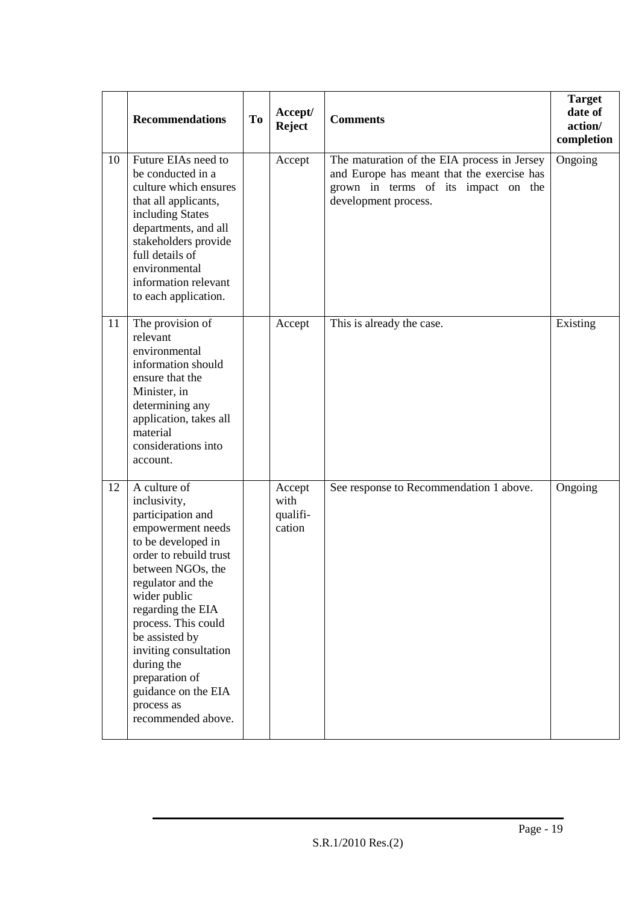| | Recommendations | To | Accept/ Reject | Comments | Target date of action/ completion |
|---|---|---|---|---|---|
| 10 | Future EIAs need to be conducted in a culture which ensures that all applicants, including States departments, and all stakeholders provide full details of environmental information relevant to each application. | | Accept | The maturation of the EIA process in Jersey and Europe has meant that the exercise has grown in terms of its impact on the development process. | Ongoing |
| 11 | The provision of relevant environmental information should ensure that the Minister, in determining any application, takes all material considerations into account. | | Accept | This is already the case. | Existing |
| 12 | A culture of inclusivity, participation and empowerment needs to be developed in order to rebuild trust between NGOs, the regulator and the wider public regarding the EIA process. This could be assisted by inviting consultation during the preparation of guidance on the EIA process as recommended above. | | Accept with qualification | See response to Recommendation 1 above. | Ongoing |

S.R.1/2010 Res.(2)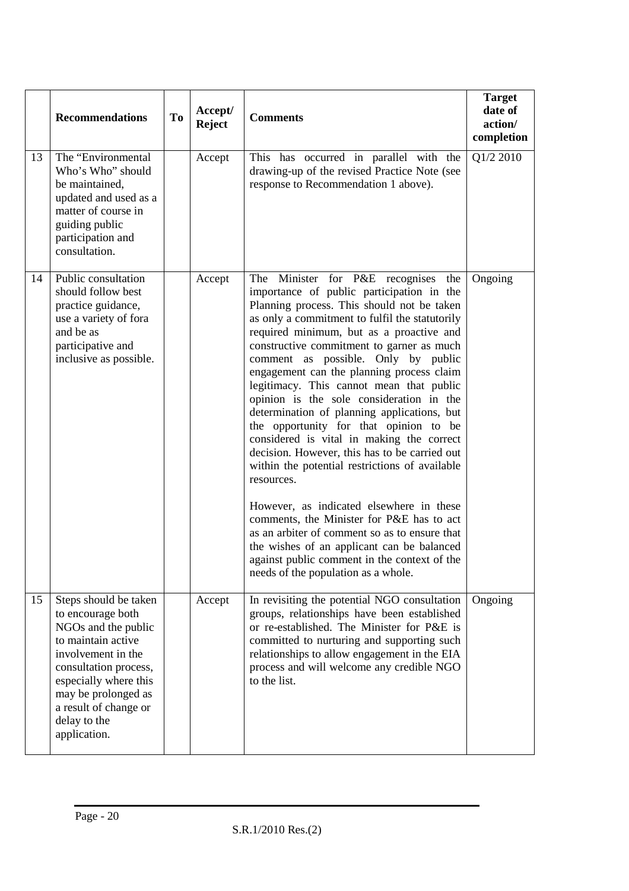| | Recommendations | To | Accept/ Reject | Comments | Target date of action/ completion |
|---|---|---|---|---|---|
| 13 | The "Environmental Who's Who" should be maintained, updated and used as a matter of course in guiding public participation and consultation. | | Accept | This has occurred in parallel with the drawing-up of the revised Practice Note (see response to Recommendation 1 above). | Q1/2 2010 |
| 14 | Public consultation should follow best practice guidance, use a variety of fora and be as participative and inclusive as possible. | | Accept | The Minister for P&E recognises the importance of public participation in the Planning process. This should not be taken as only a commitment to fulfil the statutorily required minimum, but as a proactive and constructive commitment to garner as much comment as possible. Only by public engagement can the planning process claim legitimacy. This cannot mean that public opinion is the sole consideration in the determination of planning applications, but the opportunity for that opinion to be considered is vital in making the correct decision. However, this has to be carried out within the potential restrictions of available resources.<br><br>However, as indicated elsewhere in these comments, the Minister for P&E has to act as an arbiter of comment so as to ensure that the wishes of an applicant can be balanced against public comment in the context of the needs of the population as a whole. | Ongoing |
| 15 | Steps should be taken to encourage both NGOs and the public to maintain active involvement in the consultation process, especially where this may be prolonged as a result of change or delay to the application. | | Accept | In revisiting the potential NGO consultation groups, relationships have been established or re-established. The Minister for P&E is committed to nurturing and supporting such relationships to allow engagement in the EIA process and will welcome any credible NGO to the list. | Ongoing |

S.R.1/2010 Res.(2)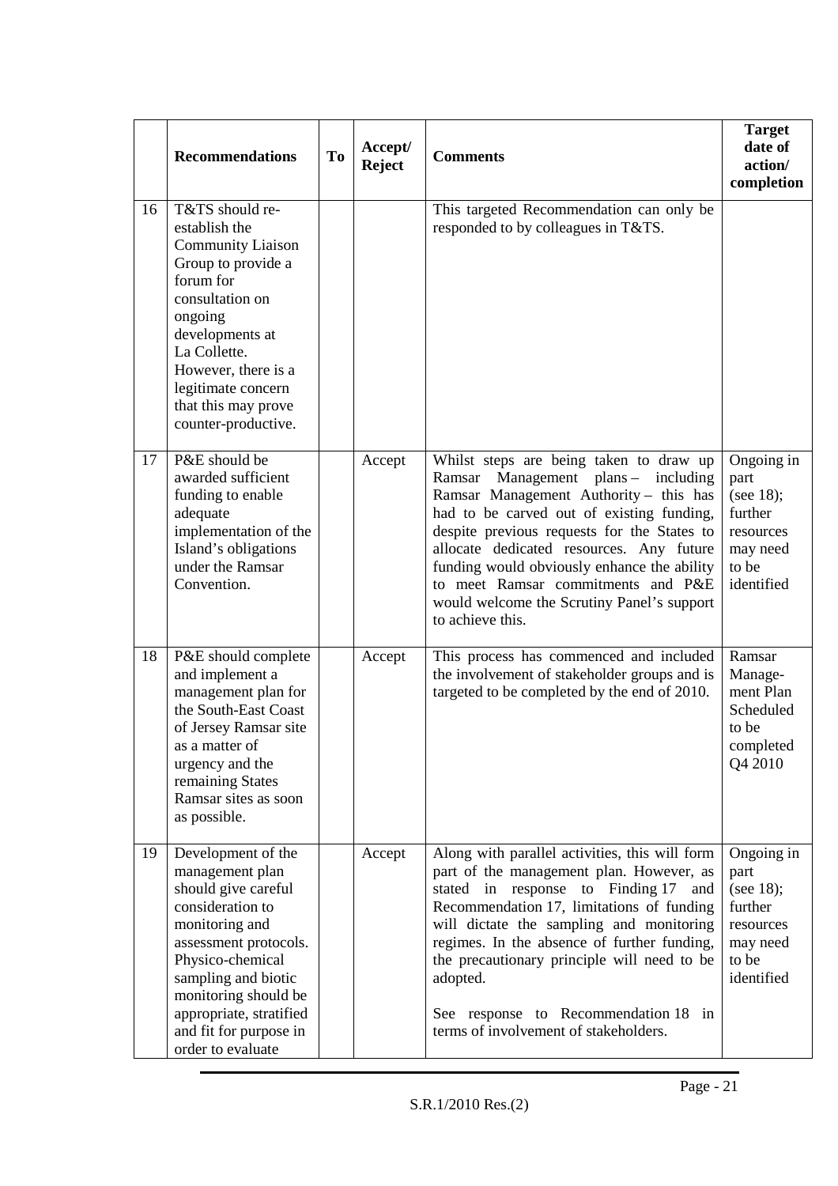| | Recommendations | To | Accept/ Reject | Comments | Target date of action/ completion |
|---|---|---|---|---|---|
| 16 | T&TS should re-establish the Community Liaison Group to provide a forum for consultation on ongoing developments at La Collette. However, there is a legitimate concern that this may prove counter-productive. | | | This targeted Recommendation can only be responded to by colleagues in T&TS. | |
| 17 | P&E should be awarded sufficient funding to enable adequate implementation of the Island's obligations under the Ramsar Convention. | | Accept | Whilst steps are being taken to draw up Ramsar Management plans – including Ramsar Management Authority – this has had to be carved out of existing funding, despite previous requests for the States to allocate dedicated resources. Any future funding would obviously enhance the ability to meet Ramsar commitments and P&E would welcome the Scrutiny Panel's support to achieve this. | Ongoing in part (see 18); further resources may need to be identified |
| 18 | P&E should complete and implement a management plan for the South-East Coast of Jersey Ramsar site as a matter of urgency and the remaining States Ramsar sites as soon as possible. | | Accept | This process has commenced and included the involvement of stakeholder groups and is targeted to be completed by the end of 2010. | Ramsar Management Plan Scheduled to be completed Q4 2010 |
| 19 | Development of the management plan should give careful consideration to monitoring and assessment protocols. Physico-chemical sampling and biotic monitoring should be appropriate, stratified and fit for purpose in order to evaluate | | Accept | Along with parallel activities, this will form part of the management plan. However, as stated in response to Finding 17 and Recommendation 17, limitations of funding will dictate the sampling and monitoring regimes. In the absence of further funding, the precautionary principle will need to be adopted.<br><br>See response to Recommendation 18 in terms of involvement of stakeholders. | Ongoing in part (see 18); further resources may need to be identified |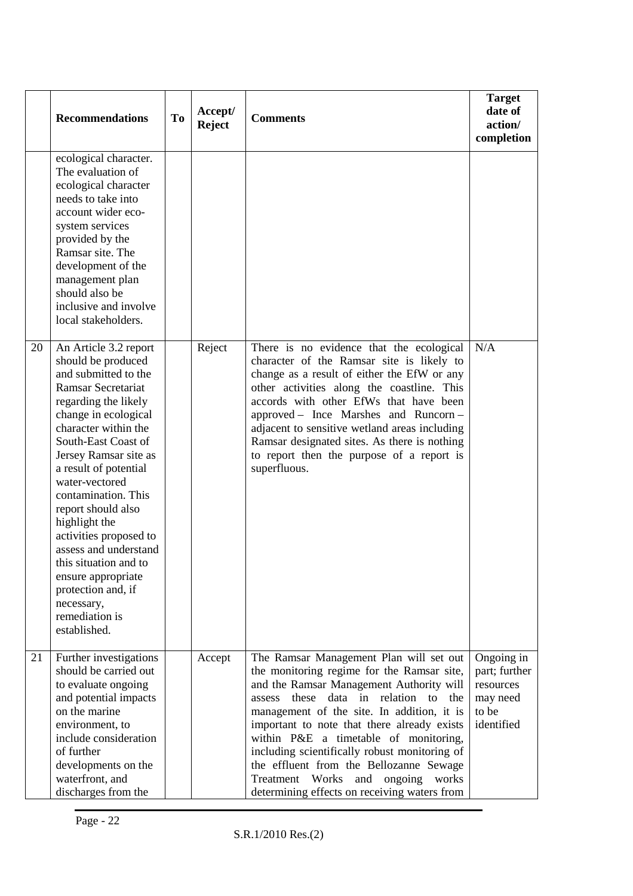|  | Recommendations | To | Accept/ Reject | Comments | Target date of action/ completion |
|---|---|---|---|---|---|
|  | ecological character. The evaluation of ecological character needs to take into account wider eco-system services provided by the Ramsar site. The development of the management plan should also be inclusive and involve local stakeholders. |  |  |  |  |
| 20 | An Article 3.2 report should be produced and submitted to the Ramsar Secretariat regarding the likely change in ecological character within the South-East Coast of Jersey Ramsar site as a result of potential water-vectored contamination. This report should also highlight the activities proposed to assess and understand this situation and to ensure appropriate protection and, if necessary, remediation is established. |  | Reject | There is no evidence that the ecological character of the Ramsar site is likely to change as a result of either the EfW or any other activities along the coastline. This accords with other EfWs that have been approved – Ince Marshes and Runcorn – adjacent to sensitive wetland areas including Ramsar designated sites. As there is nothing to report then the purpose of a report is superfluous. | N/A |
| 21 | Further investigations should be carried out to evaluate ongoing and potential impacts on the marine environment, to include consideration of further developments on the waterfront, and discharges from the |  | Accept | The Ramsar Management Plan will set out the monitoring regime for the Ramsar site, and the Ramsar Management Authority will assess these data in relation to the management of the site. In addition, it is important to note that there already exists within P&E a timetable of monitoring, including scientifically robust monitoring of the effluent from the Bellozanne Sewage Treatment Works and ongoing works determining effects on receiving waters from | Ongoing in part; further resources may need to be identified |

S.R.1/2010 Res.(2)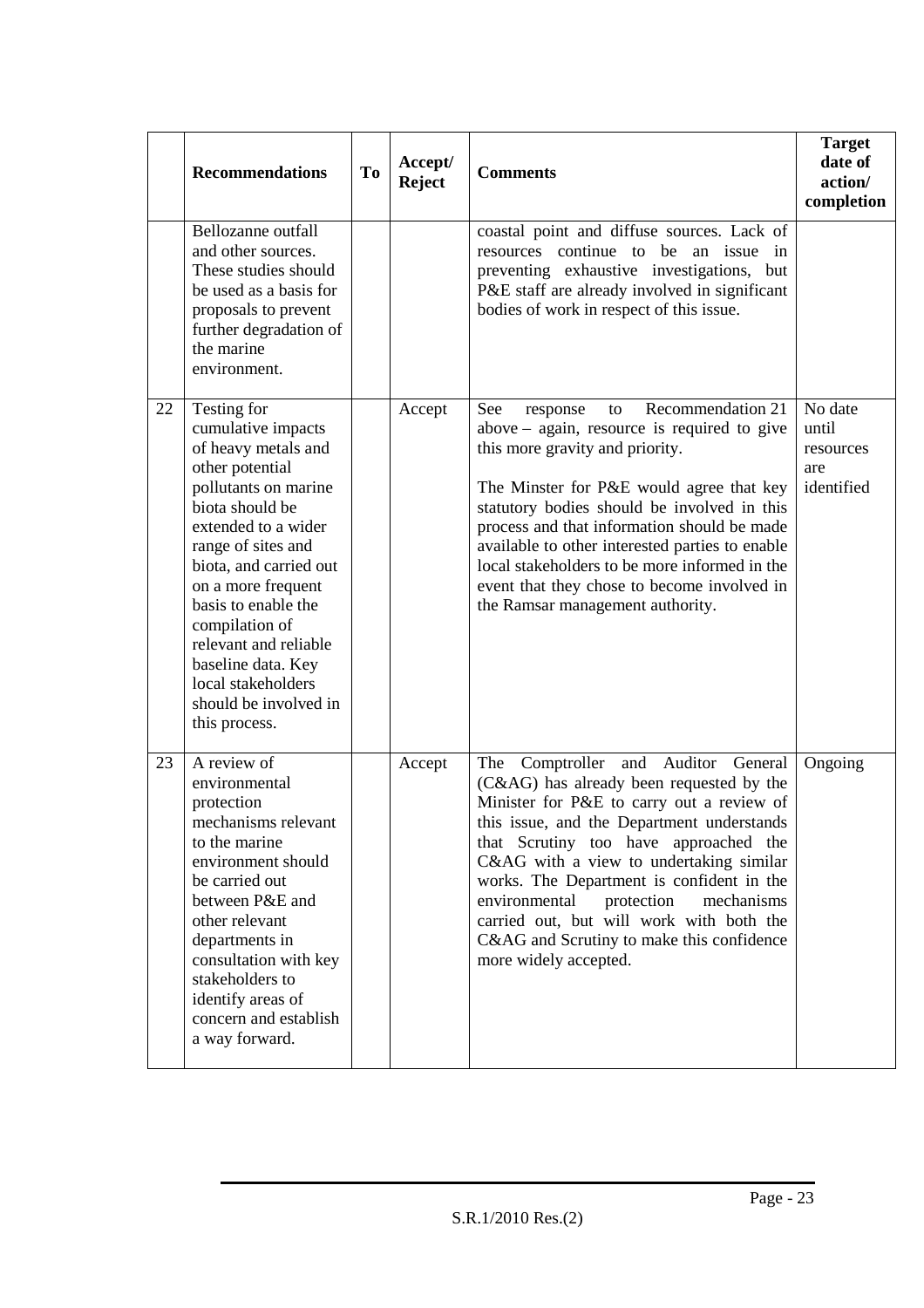|  | Recommendations | To | Accept/ Reject | Comments | Target date of action/ completion |
|---|---|---|---|---|---|
|  | Bellozanne outfall and other sources. These studies should be used as a basis for proposals to prevent further degradation of the marine environment. |  |  | coastal point and diffuse sources. Lack of resources continue to be an issue in preventing exhaustive investigations, but P&E staff are already involved in significant bodies of work in respect of this issue. |  |
| 22 | Testing for cumulative impacts of heavy metals and other potential pollutants on marine biota should be extended to a wider range of sites and biota, and carried out on a more frequent basis to enable the compilation of relevant and reliable baseline data. Key local stakeholders should be involved in this process. |  | Accept | See response to Recommendation 21 above – again, resource is required to give this more gravity and priority.<br><br>The Minster for P&E would agree that key statutory bodies should be involved in this process and that information should be made available to other interested parties to enable local stakeholders to be more informed in the event that they chose to become involved in the Ramsar management authority. | No date until resources are identified |
| 23 | A review of environmental protection mechanisms relevant to the marine environment should be carried out between P&E and other relevant departments in consultation with key stakeholders to identify areas of concern and establish a way forward. |  | Accept | The Comptroller and Auditor General (C&AG) has already been requested by the Minister for P&E to carry out a review of this issue, and the Department understands that Scrutiny too have approached the C&AG with a view to undertaking similar works. The Department is confident in the environmental protection mechanisms carried out, but will work with both the C&AG and Scrutiny to make this confidence more widely accepted. | Ongoing |

S.R.1/2010 Res.(2)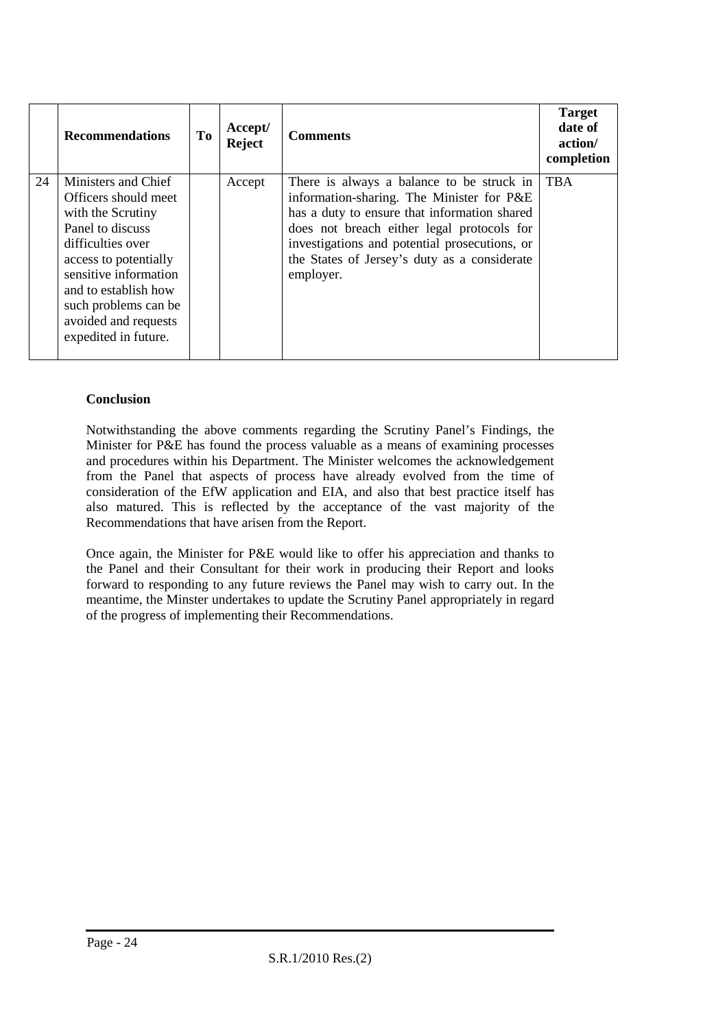| | Recommendations | To | Accept/ Reject | Comments | Target date of action/ completion |
|---|---|---|---|---|---|
| 24 | Ministers and Chief Officers should meet with the Scrutiny Panel to discuss difficulties over access to potentially sensitive information and to establish how such problems can be avoided and requests expedited in future. | | Accept | There is always a balance to be struck in information-sharing. The Minister for P&E has a duty to ensure that information shared does not breach either legal protocols for investigations and potential prosecutions, or the States of Jersey's duty as a considerate employer. | TBA |

**Conclusion**

Notwithstanding the above comments regarding the Scrutiny Panel's Findings, the Minister for P&E has found the process valuable as a means of examining processes and procedures within his Department. The Minister welcomes the acknowledgement from the Panel that aspects of process have already evolved from the time of consideration of the EfW application and EIA, and also that best practice itself has also matured. This is reflected by the acceptance of the vast majority of the Recommendations that have arisen from the Report.

Once again, the Minister for P&E would like to offer his appreciation and thanks to the Panel and their Consultant for their work in producing their Report and looks forward to responding to any future reviews the Panel may wish to carry out. In the meantime, the Minster undertakes to update the Scrutiny Panel appropriately in regard of the progress of implementing their Recommendations.